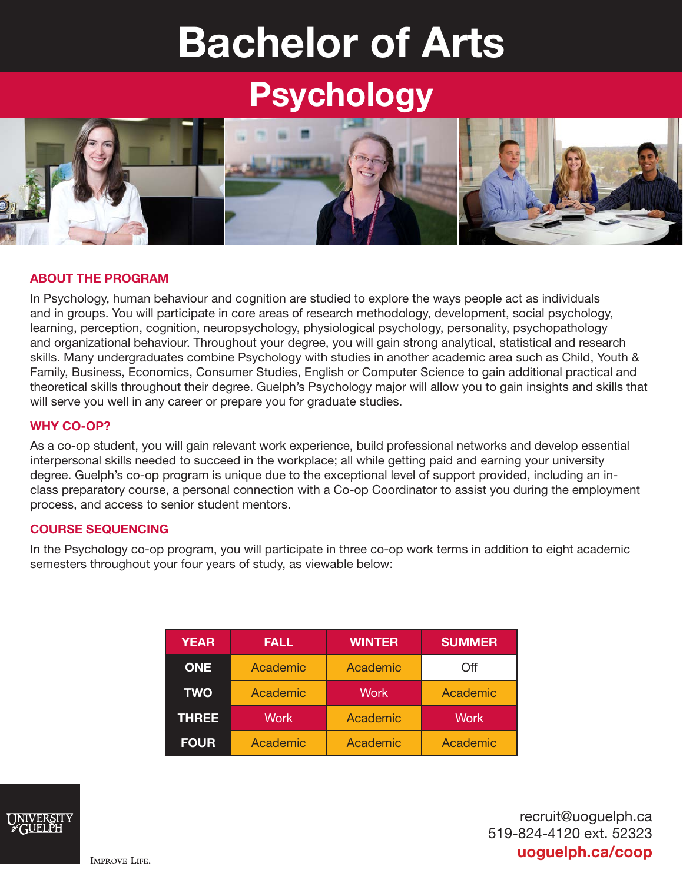# Bachelor of Arts

## Psychology

### ABOUT THE PROGRAM

In Psychology, human behaviour and cognition are studied to explore the ways people act as individuals and in groups. You will participate in core areas of research methodology, development, social psychology, learning, perception, cognition, neuropsychology, physiological psychology, personality, psychopathology and organizational behaviour. Throughout your degree, you will gain strong analytical, statistical and research skills. Many undergraduates combine Psychology with studies in another academic area such as Child, Youth & Family, Business, Economics, Consumer Studies, English or Computer Science to gain additional practical and theoretical skills throughout their degree. Guelph's Psychology major will allow you to gain insights and skills that will serve you well in any career or prepare you for graduate studies.

### WHY CO-OP?

As a co-op student, you will gain relevant work experience, build professional networks and develop essential interpersonal skills needed to succeed in the workplace; all while getting paid and earning your university degree. Guelph's co-op program is unique due to the exceptional level of support provided, including an in-class preparatory course, a personal connection with a Co-op Coordinator to assist you during the employment process, and access to senior student mentors.

### COURSE SEQUENCING

In the Psychology co-op program, you will participate in three co-op work terms in addition to eight academic semesters throughout your four years of study, as viewable below:

| YEAR | FALL | WINTER | SUMMER |
|---|---|---|---|
| ONE | Academic | Academic | Off |
| TWO | Academic | Work | Academic |
| THREE | Work | Academic | Work |
| FOUR | Academic | Academic | Academic |

University of Guelph

Improve Life.

recruit@uoguelph.ca
519-824-4120 ext. 52323
**uoguelph.ca/coop**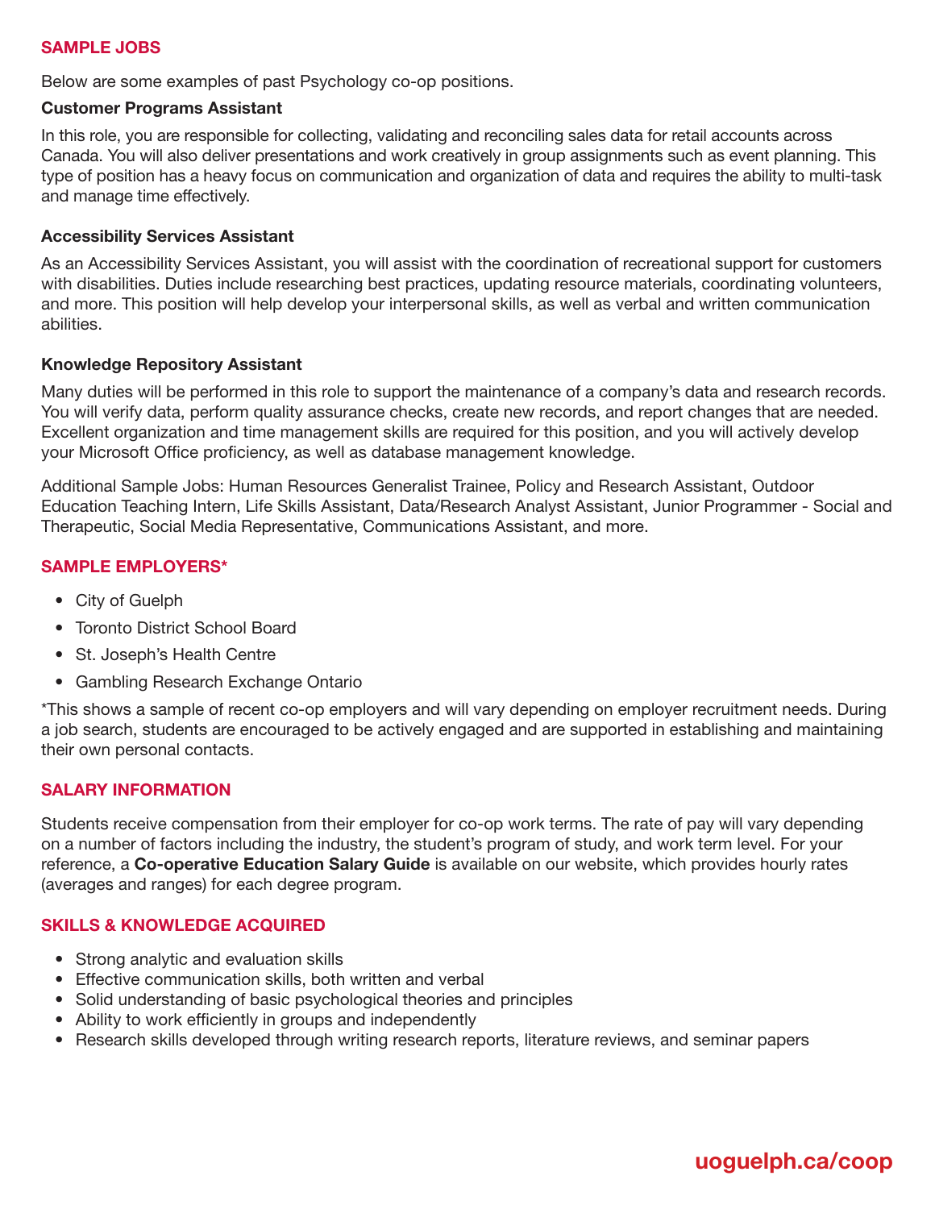## SAMPLE JOBS

Below are some examples of past Psychology co-op positions.

**Customer Programs Assistant**

In this role, you are responsible for collecting, validating and reconciling sales data for retail accounts across Canada. You will also deliver presentations and work creatively in group assignments such as event planning. This type of position has a heavy focus on communication and organization of data and requires the ability to multi-task and manage time effectively.

**Accessibility Services Assistant**

As an Accessibility Services Assistant, you will assist with the coordination of recreational support for customers with disabilities. Duties include researching best practices, updating resource materials, coordinating volunteers, and more. This position will help develop your interpersonal skills, as well as verbal and written communication abilities.

**Knowledge Repository Assistant**

Many duties will be performed in this role to support the maintenance of a company's data and research records. You will verify data, perform quality assurance checks, create new records, and report changes that are needed. Excellent organization and time management skills are required for this position, and you will actively develop your Microsoft Office proficiency, as well as database management knowledge.

Additional Sample Jobs: Human Resources Generalist Trainee, Policy and Research Assistant, Outdoor Education Teaching Intern, Life Skills Assistant, Data/Research Analyst Assistant, Junior Programmer - Social and Therapeutic, Social Media Representative, Communications Assistant, and more.

## SAMPLE EMPLOYERS*

- City of Guelph
- Toronto District School Board
- St. Joseph's Health Centre
- Gambling Research Exchange Ontario

*This shows a sample of recent co-op employers and will vary depending on employer recruitment needs. During a job search, students are encouraged to be actively engaged and are supported in establishing and maintaining their own personal contacts.

## SALARY INFORMATION

Students receive compensation from their employer for co-op work terms. The rate of pay will vary depending on a number of factors including the industry, the student's program of study, and work term level. For your reference, a **Co-operative Education Salary Guide** is available on our website, which provides hourly rates (averages and ranges) for each degree program.

## SKILLS & KNOWLEDGE ACQUIRED

- Strong analytic and evaluation skills
- Effective communication skills, both written and verbal
- Solid understanding of basic psychological theories and principles
- Ability to work efficiently in groups and independently
- Research skills developed through writing research reports, literature reviews, and seminar papers

**uoguelph.ca/coop**